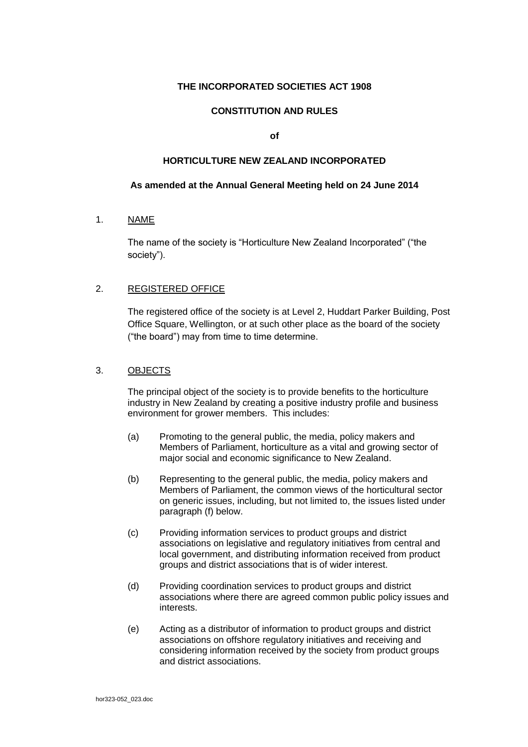**THE INCORPORATED SOCIETIES ACT 1908**

**CONSTITUTION AND RULES**

**of**

**HORTICULTURE NEW ZEALAND INCORPORATED**

**As amended at the Annual General Meeting held on 24 June 2014**

1. NAME

   The name of the society is "Horticulture New Zealand Incorporated" ("the society").

2. REGISTERED OFFICE

   The registered office of the society is at Level 2, Huddart Parker Building, Post Office Square, Wellington, or at such other place as the board of the society ("the board") may from time to time determine.

3. OBJECTS

   The principal object of the society is to provide benefits to the horticulture industry in New Zealand by creating a positive industry profile and business environment for grower members. This includes:

   (a) Promoting to the general public, the media, policy makers and Members of Parliament, horticulture as a vital and growing sector of major social and economic significance to New Zealand.

   (b) Representing to the general public, the media, policy makers and Members of Parliament, the common views of the horticultural sector on generic issues, including, but not limited to, the issues listed under paragraph (f) below.

   (c) Providing information services to product groups and district associations on legislative and regulatory initiatives from central and local government, and distributing information received from product groups and district associations that is of wider interest.

   (d) Providing coordination services to product groups and district associations where there are agreed common public policy issues and interests.

   (e) Acting as a distributor of information to product groups and district associations on offshore regulatory initiatives and receiving and considering information received by the society from product groups and district associations.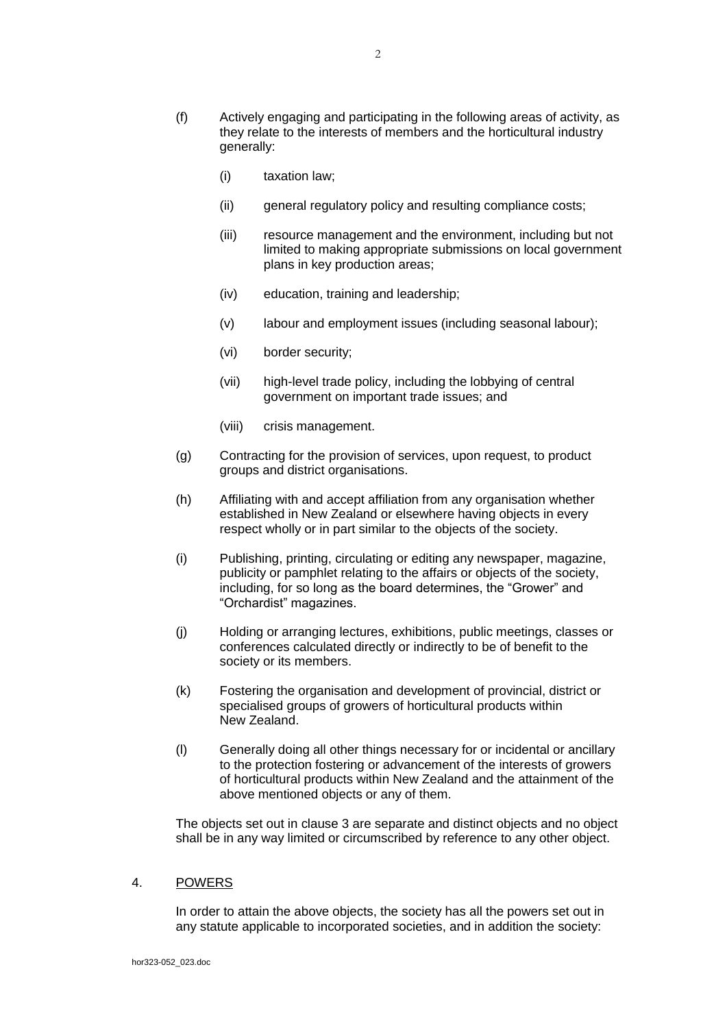(f) Actively engaging and participating in the following areas of activity, as they relate to the interests of members and the horticultural industry generally:

    (i) taxation law;

    (ii) general regulatory policy and resulting compliance costs;

    (iii) resource management and the environment, including but not limited to making appropriate submissions on local government plans in key production areas;

    (iv) education, training and leadership;

    (v) labour and employment issues (including seasonal labour);

    (vi) border security;

    (vii) high-level trade policy, including the lobbying of central government on important trade issues; and

    (viii) crisis management.

(g) Contracting for the provision of services, upon request, to product groups and district organisations.

(h) Affiliating with and accept affiliation from any organisation whether established in New Zealand or elsewhere having objects in every respect wholly or in part similar to the objects of the society.

(i) Publishing, printing, circulating or editing any newspaper, magazine, publicity or pamphlet relating to the affairs or objects of the society, including, for so long as the board determines, the "Grower" and "Orchardist" magazines.

(j) Holding or arranging lectures, exhibitions, public meetings, classes or conferences calculated directly or indirectly to be of benefit to the society or its members.

(k) Fostering the organisation and development of provincial, district or specialised groups of growers of horticultural products within New Zealand.

(l) Generally doing all other things necessary for or incidental or ancillary to the protection fostering or advancement of the interests of growers of horticultural products within New Zealand and the attainment of the above mentioned objects or any of them.

The objects set out in clause 3 are separate and distinct objects and no object shall be in any way limited or circumscribed by reference to any other object.

## 4. POWERS

In order to attain the above objects, the society has all the powers set out in any statute applicable to incorporated societies, and in addition the society: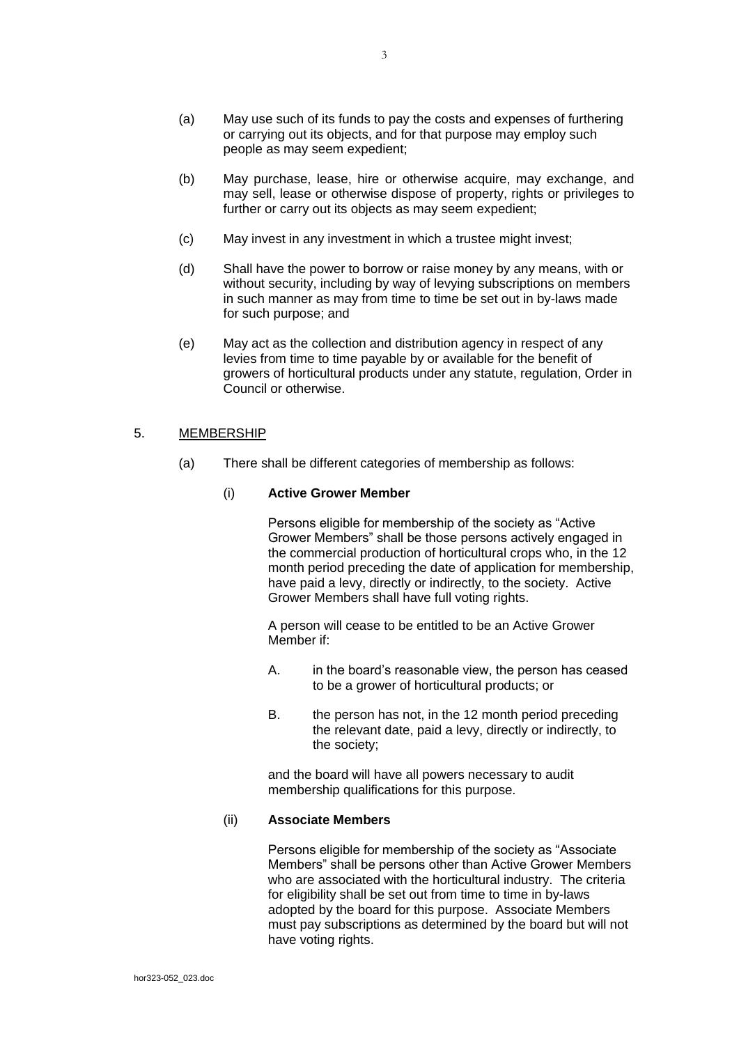(a) May use such of its funds to pay the costs and expenses of furthering or carrying out its objects, and for that purpose may employ such people as may seem expedient;

(b) May purchase, lease, hire or otherwise acquire, may exchange, and may sell, lease or otherwise dispose of property, rights or privileges to further or carry out its objects as may seem expedient;

(c) May invest in any investment in which a trustee might invest;

(d) Shall have the power to borrow or raise money by any means, with or without security, including by way of levying subscriptions on members in such manner as may from time to time be set out in by-laws made for such purpose; and

(e) May act as the collection and distribution agency in respect of any levies from time to time payable by or available for the benefit of growers of horticultural products under any statute, regulation, Order in Council or otherwise.

5. MEMBERSHIP

(a) There shall be different categories of membership as follows:

(i) **Active Grower Member**

Persons eligible for membership of the society as "Active Grower Members" shall be those persons actively engaged in the commercial production of horticultural crops who, in the 12 month period preceding the date of application for membership, have paid a levy, directly or indirectly, to the society. Active Grower Members shall have full voting rights.

A person will cease to be entitled to be an Active Grower Member if:

A. in the board's reasonable view, the person has ceased to be a grower of horticultural products; or

B. the person has not, in the 12 month period preceding the relevant date, paid a levy, directly or indirectly, to the society;

and the board will have all powers necessary to audit membership qualifications for this purpose.

(ii) **Associate Members**

Persons eligible for membership of the society as "Associate Members" shall be persons other than Active Grower Members who are associated with the horticultural industry. The criteria for eligibility shall be set out from time to time in by-laws adopted by the board for this purpose. Associate Members must pay subscriptions as determined by the board but will not have voting rights.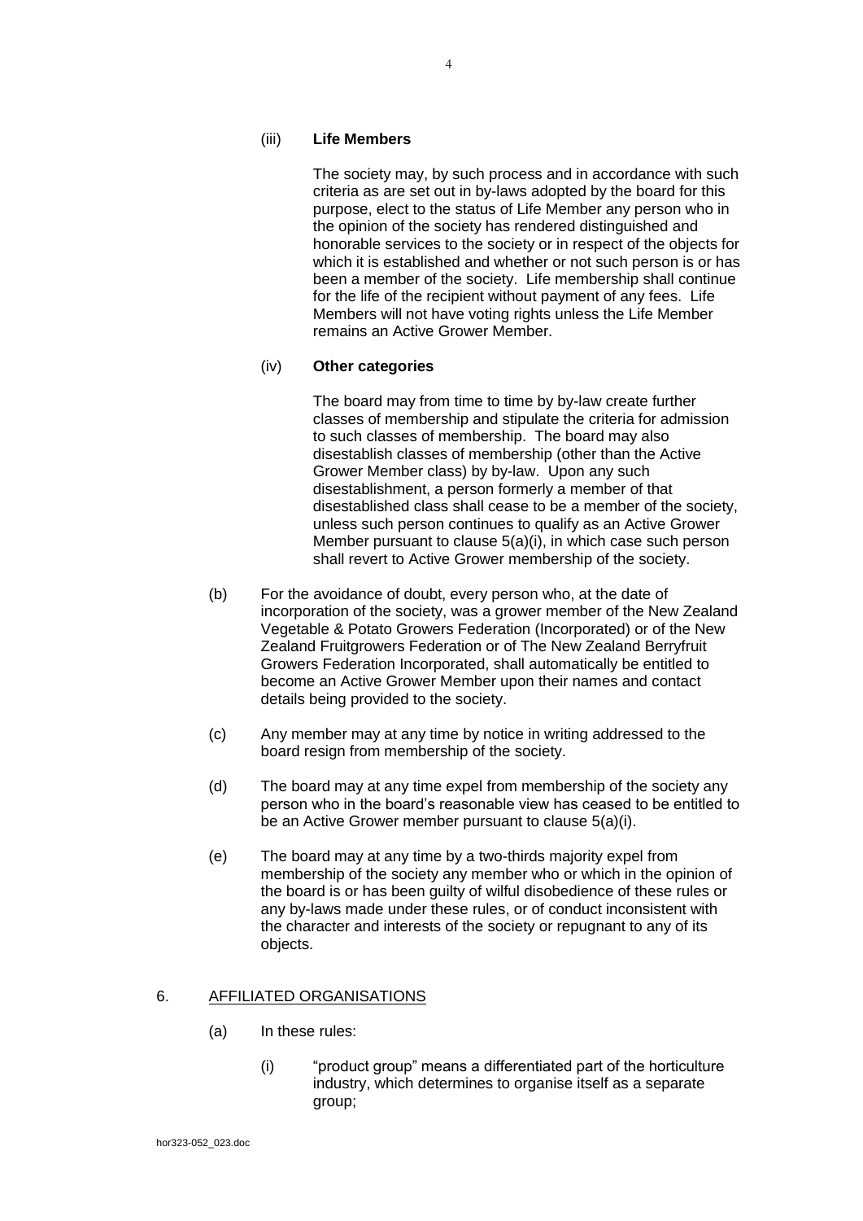(iii) **Life Members**

The society may, by such process and in accordance with such criteria as are set out in by-laws adopted by the board for this purpose, elect to the status of Life Member any person who in the opinion of the society has rendered distinguished and honorable services to the society or in respect of the objects for which it is established and whether or not such person is or has been a member of the society. Life membership shall continue for the life of the recipient without payment of any fees. Life Members will not have voting rights unless the Life Member remains an Active Grower Member.

(iv) **Other categories**

The board may from time to time by by-law create further classes of membership and stipulate the criteria for admission to such classes of membership. The board may also disestablish classes of membership (other than the Active Grower Member class) by by-law. Upon any such disestablishment, a person formerly a member of that disestablished class shall cease to be a member of the society, unless such person continues to qualify as an Active Grower Member pursuant to clause 5(a)(i), in which case such person shall revert to Active Grower membership of the society.

(b) For the avoidance of doubt, every person who, at the date of incorporation of the society, was a grower member of the New Zealand Vegetable & Potato Growers Federation (Incorporated) or of the New Zealand Fruitgrowers Federation or of The New Zealand Berryfruit Growers Federation Incorporated, shall automatically be entitled to become an Active Grower Member upon their names and contact details being provided to the society.

(c) Any member may at any time by notice in writing addressed to the board resign from membership of the society.

(d) The board may at any time expel from membership of the society any person who in the board's reasonable view has ceased to be entitled to be an Active Grower member pursuant to clause 5(a)(i).

(e) The board may at any time by a two-thirds majority expel from membership of the society any member who or which in the opinion of the board is or has been guilty of wilful disobedience of these rules or any by-laws made under these rules, or of conduct inconsistent with the character and interests of the society or repugnant to any of its objects.

## 6. AFFILIATED ORGANISATIONS

(a) In these rules:

(i) "product group" means a differentiated part of the horticulture industry, which determines to organise itself as a separate group;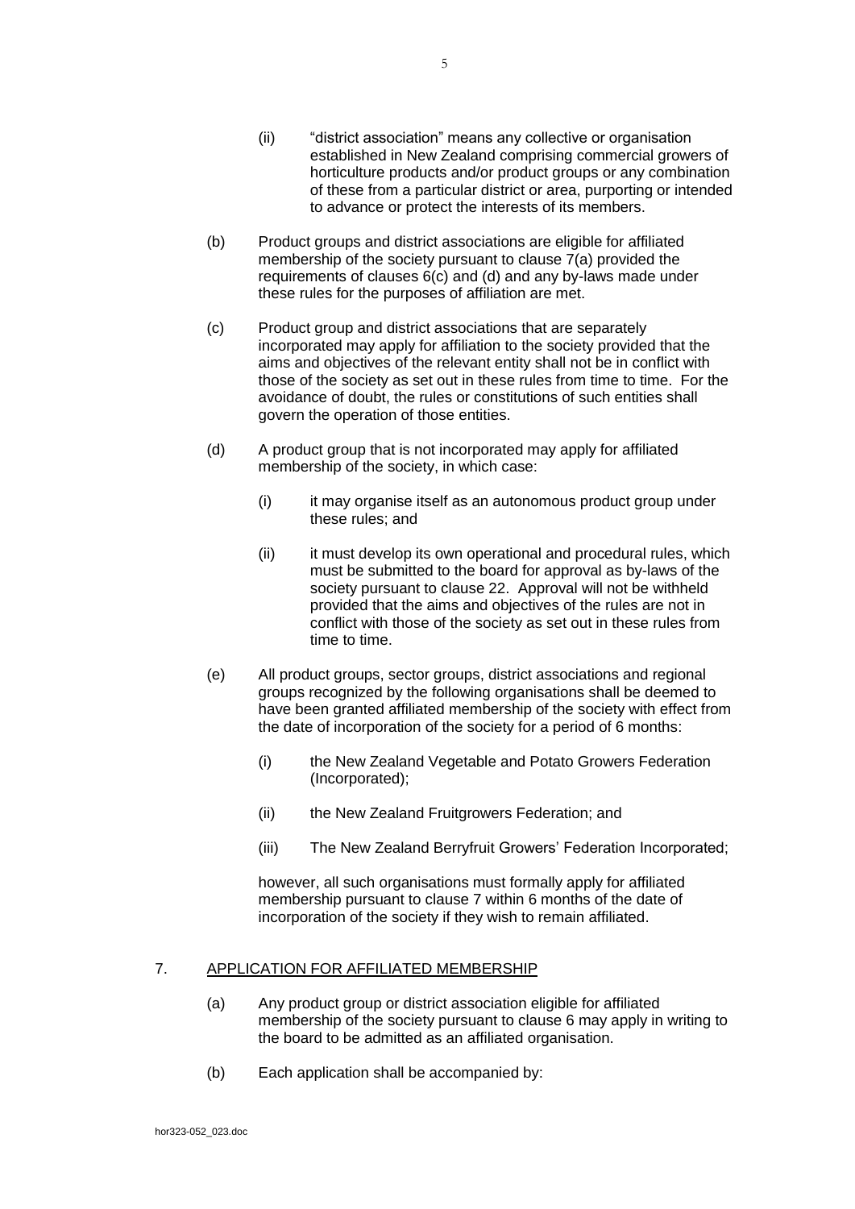(ii) "district association" means any collective or organisation established in New Zealand comprising commercial growers of horticulture products and/or product groups or any combination of these from a particular district or area, purporting or intended to advance or protect the interests of its members.

(b) Product groups and district associations are eligible for affiliated membership of the society pursuant to clause 7(a) provided the requirements of clauses 6(c) and (d) and any by-laws made under these rules for the purposes of affiliation are met.

(c) Product group and district associations that are separately incorporated may apply for affiliation to the society provided that the aims and objectives of the relevant entity shall not be in conflict with those of the society as set out in these rules from time to time. For the avoidance of doubt, the rules or constitutions of such entities shall govern the operation of those entities.

(d) A product group that is not incorporated may apply for affiliated membership of the society, in which case:

- (i) it may organise itself as an autonomous product group under these rules; and
- (ii) it must develop its own operational and procedural rules, which must be submitted to the board for approval as by-laws of the society pursuant to clause 22. Approval will not be withheld provided that the aims and objectives of the rules are not in conflict with those of the society as set out in these rules from time to time.

(e) All product groups, sector groups, district associations and regional groups recognized by the following organisations shall be deemed to have been granted affiliated membership of the society with effect from the date of incorporation of the society for a period of 6 months:

- (i) the New Zealand Vegetable and Potato Growers Federation (Incorporated);
- (ii) the New Zealand Fruitgrowers Federation; and
- (iii) The New Zealand Berryfruit Growers' Federation Incorporated;

however, all such organisations must formally apply for affiliated membership pursuant to clause 7 within 6 months of the date of incorporation of the society if they wish to remain affiliated.

## 7. APPLICATION FOR AFFILIATED MEMBERSHIP

(a) Any product group or district association eligible for affiliated membership of the society pursuant to clause 6 may apply in writing to the board to be admitted as an affiliated organisation.

(b) Each application shall be accompanied by: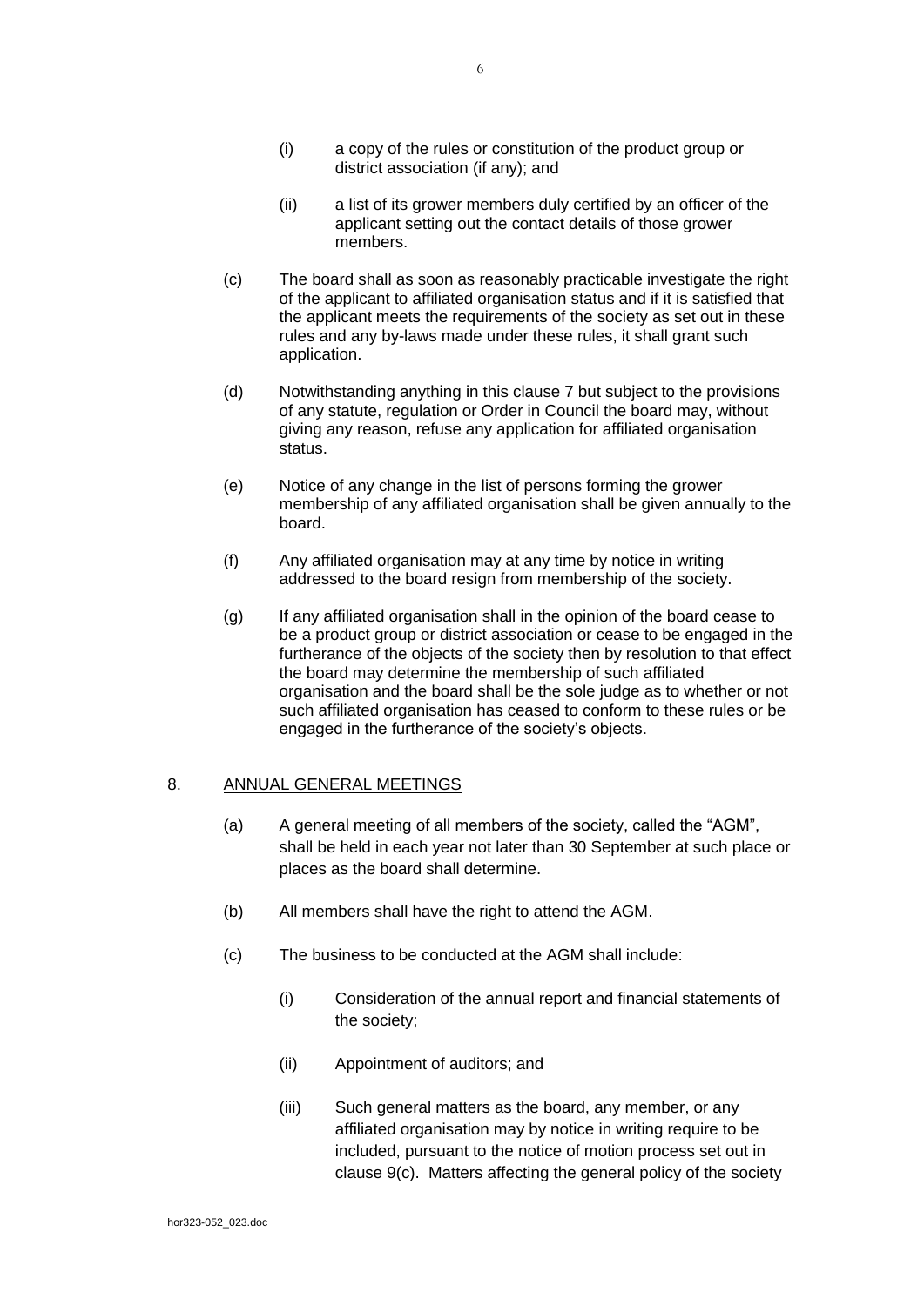(i) a copy of the rules or constitution of the product group or district association (if any); and

(ii) a list of its grower members duly certified by an officer of the applicant setting out the contact details of those grower members.

(c) The board shall as soon as reasonably practicable investigate the right of the applicant to affiliated organisation status and if it is satisfied that the applicant meets the requirements of the society as set out in these rules and any by-laws made under these rules, it shall grant such application.

(d) Notwithstanding anything in this clause 7 but subject to the provisions of any statute, regulation or Order in Council the board may, without giving any reason, refuse any application for affiliated organisation status.

(e) Notice of any change in the list of persons forming the grower membership of any affiliated organisation shall be given annually to the board.

(f) Any affiliated organisation may at any time by notice in writing addressed to the board resign from membership of the society.

(g) If any affiliated organisation shall in the opinion of the board cease to be a product group or district association or cease to be engaged in the furtherance of the objects of the society then by resolution to that effect the board may determine the membership of such affiliated organisation and the board shall be the sole judge as to whether or not such affiliated organisation has ceased to conform to these rules or be engaged in the furtherance of the society's objects.

## 8. ANNUAL GENERAL MEETINGS

(a) A general meeting of all members of the society, called the "AGM", shall be held in each year not later than 30 September at such place or places as the board shall determine.

(b) All members shall have the right to attend the AGM.

(c) The business to be conducted at the AGM shall include:

(i) Consideration of the annual report and financial statements of the society;

(ii) Appointment of auditors; and

(iii) Such general matters as the board, any member, or any affiliated organisation may by notice in writing require to be included, pursuant to the notice of motion process set out in clause 9(c). Matters affecting the general policy of the society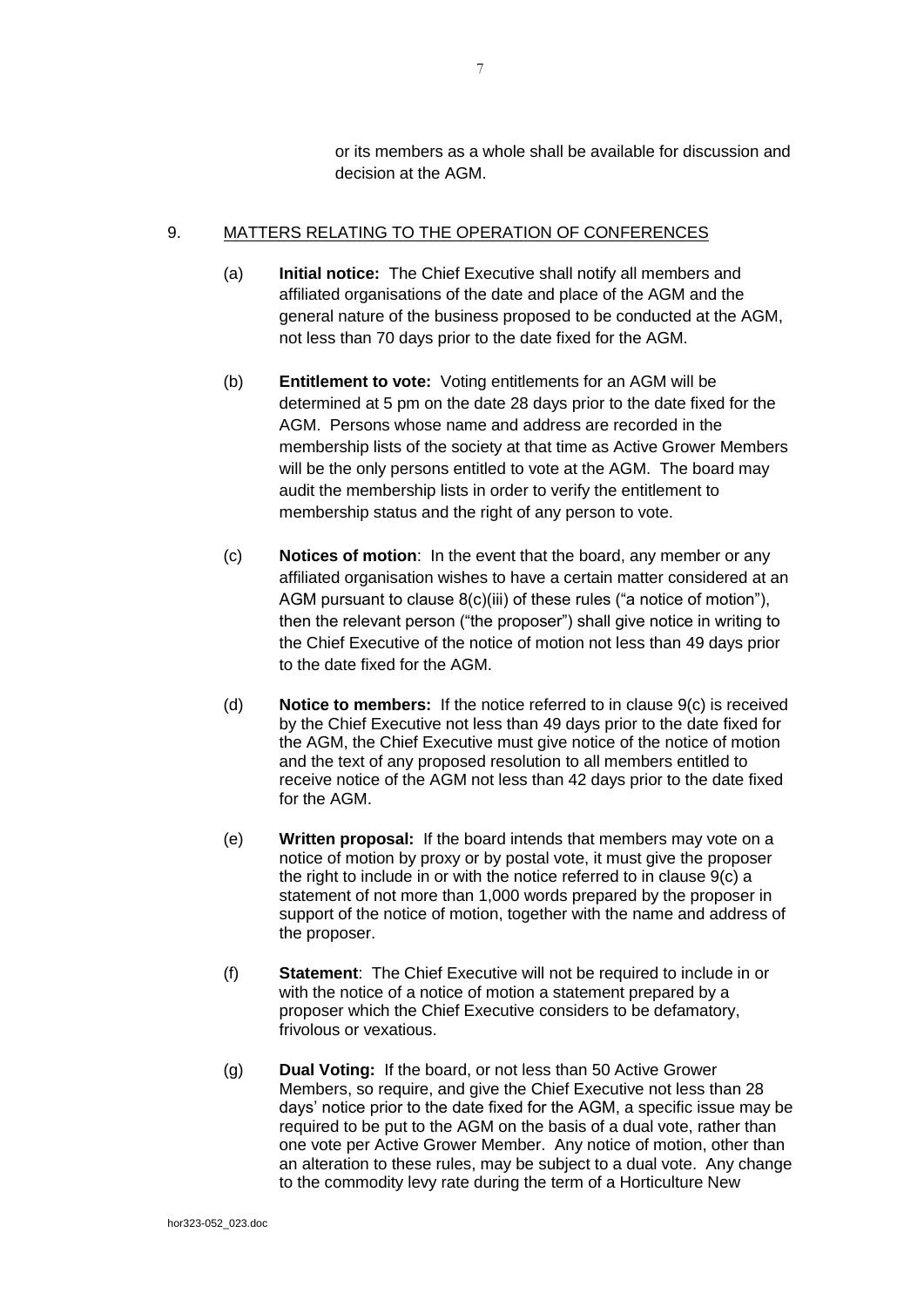or its members as a whole shall be available for discussion and decision at the AGM.

## 9. MATTERS RELATING TO THE OPERATION OF CONFERENCES

(a) **Initial notice:** The Chief Executive shall notify all members and affiliated organisations of the date and place of the AGM and the general nature of the business proposed to be conducted at the AGM, not less than 70 days prior to the date fixed for the AGM.

(b) **Entitlement to vote:** Voting entitlements for an AGM will be determined at 5 pm on the date 28 days prior to the date fixed for the AGM. Persons whose name and address are recorded in the membership lists of the society at that time as Active Grower Members will be the only persons entitled to vote at the AGM. The board may audit the membership lists in order to verify the entitlement to membership status and the right of any person to vote.

(c) **Notices of motion**: In the event that the board, any member or any affiliated organisation wishes to have a certain matter considered at an AGM pursuant to clause 8(c)(iii) of these rules ("a notice of motion"), then the relevant person ("the proposer") shall give notice in writing to the Chief Executive of the notice of motion not less than 49 days prior to the date fixed for the AGM.

(d) **Notice to members:** If the notice referred to in clause 9(c) is received by the Chief Executive not less than 49 days prior to the date fixed for the AGM, the Chief Executive must give notice of the notice of motion and the text of any proposed resolution to all members entitled to receive notice of the AGM not less than 42 days prior to the date fixed for the AGM.

(e) **Written proposal:** If the board intends that members may vote on a notice of motion by proxy or by postal vote, it must give the proposer the right to include in or with the notice referred to in clause 9(c) a statement of not more than 1,000 words prepared by the proposer in support of the notice of motion, together with the name and address of the proposer.

(f) **Statement**: The Chief Executive will not be required to include in or with the notice of a notice of motion a statement prepared by a proposer which the Chief Executive considers to be defamatory, frivolous or vexatious.

(g) **Dual Voting:** If the board, or not less than 50 Active Grower Members, so require, and give the Chief Executive not less than 28 days' notice prior to the date fixed for the AGM, a specific issue may be required to be put to the AGM on the basis of a dual vote, rather than one vote per Active Grower Member. Any notice of motion, other than an alteration to these rules, may be subject to a dual vote. Any change to the commodity levy rate during the term of a Horticulture New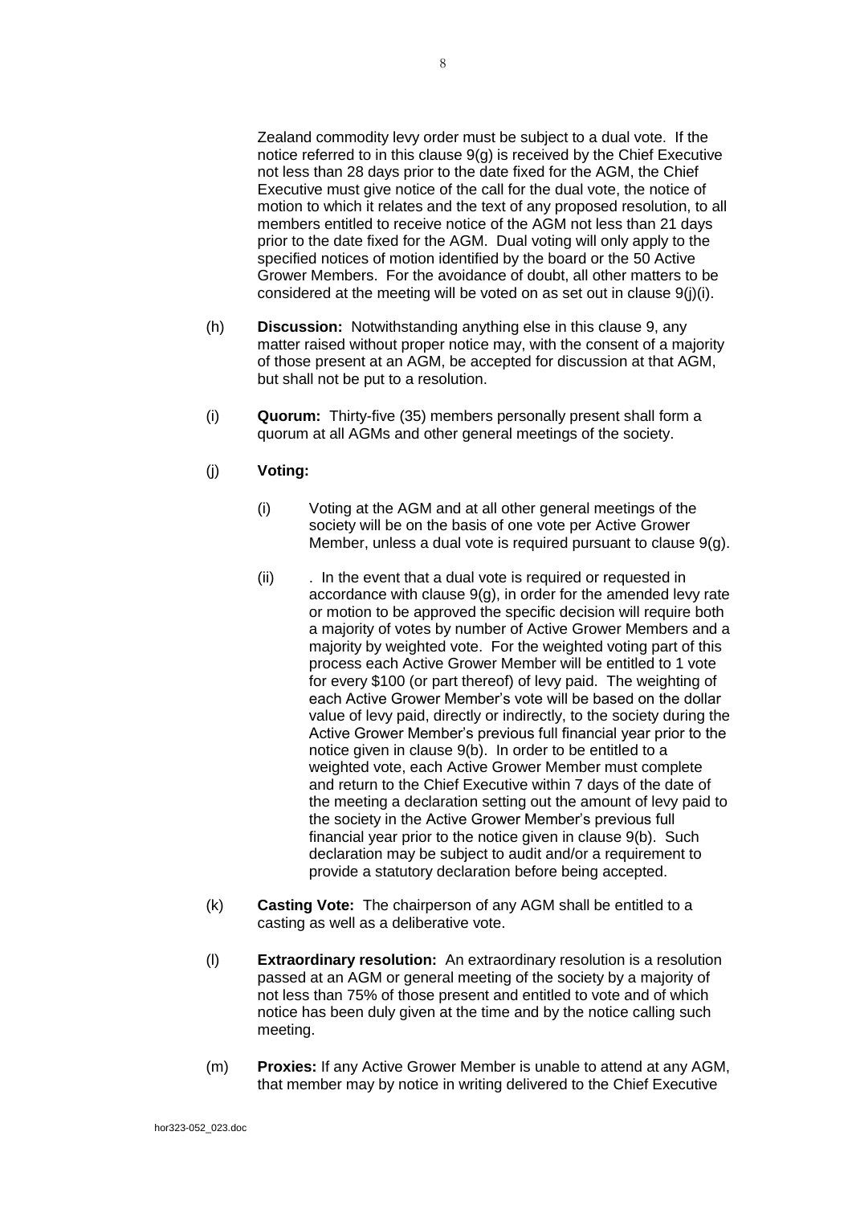Zealand commodity levy order must be subject to a dual vote. If the notice referred to in this clause 9(g) is received by the Chief Executive not less than 28 days prior to the date fixed for the AGM, the Chief Executive must give notice of the call for the dual vote, the notice of motion to which it relates and the text of any proposed resolution, to all members entitled to receive notice of the AGM not less than 21 days prior to the date fixed for the AGM. Dual voting will only apply to the specified notices of motion identified by the board or the 50 Active Grower Members. For the avoidance of doubt, all other matters to be considered at the meeting will be voted on as set out in clause 9(j)(i).

(h) **Discussion:** Notwithstanding anything else in this clause 9, any matter raised without proper notice may, with the consent of a majority of those present at an AGM, be accepted for discussion at that AGM, but shall not be put to a resolution.

(i) **Quorum:** Thirty-five (35) members personally present shall form a quorum at all AGMs and other general meetings of the society.

(j) **Voting:**

(i) Voting at the AGM and at all other general meetings of the society will be on the basis of one vote per Active Grower Member, unless a dual vote is required pursuant to clause 9(g).

(ii) . In the event that a dual vote is required or requested in accordance with clause 9(g), in order for the amended levy rate or motion to be approved the specific decision will require both a majority of votes by number of Active Grower Members and a majority by weighted vote. For the weighted voting part of this process each Active Grower Member will be entitled to 1 vote for every $100 (or part thereof) of levy paid. The weighting of each Active Grower Member's vote will be based on the dollar value of levy paid, directly or indirectly, to the society during the Active Grower Member's previous full financial year prior to the notice given in clause 9(b). In order to be entitled to a weighted vote, each Active Grower Member must complete and return to the Chief Executive within 7 days of the date of the meeting a declaration setting out the amount of levy paid to the society in the Active Grower Member's previous full financial year prior to the notice given in clause 9(b). Such declaration may be subject to audit and/or a requirement to provide a statutory declaration before being accepted.

(k) **Casting Vote:** The chairperson of any AGM shall be entitled to a casting as well as a deliberative vote.

(l) **Extraordinary resolution:** An extraordinary resolution is a resolution passed at an AGM or general meeting of the society by a majority of not less than 75% of those present and entitled to vote and of which notice has been duly given at the time and by the notice calling such meeting.

(m) **Proxies:** If any Active Grower Member is unable to attend at any AGM, that member may by notice in writing delivered to the Chief Executive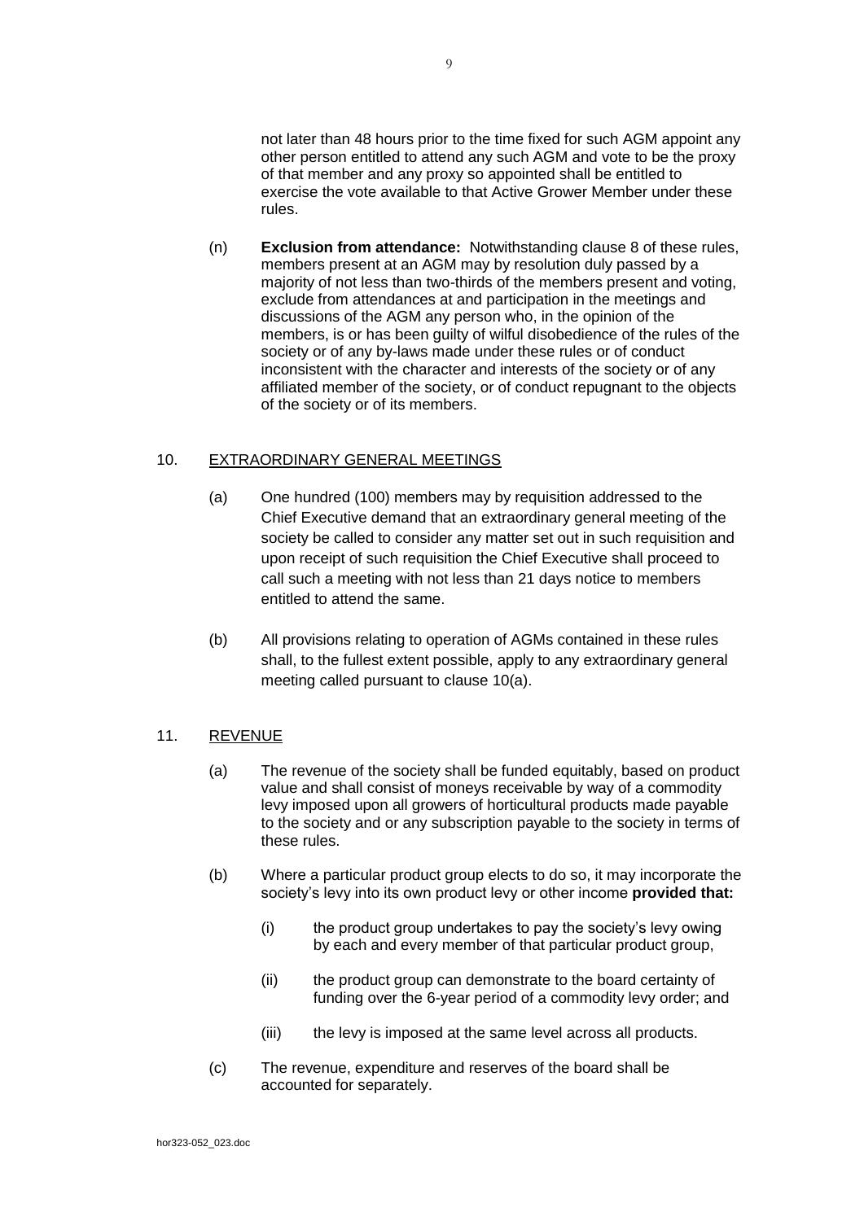not later than 48 hours prior to the time fixed for such AGM appoint any other person entitled to attend any such AGM and vote to be the proxy of that member and any proxy so appointed shall be entitled to exercise the vote available to that Active Grower Member under these rules.

(n) **Exclusion from attendance:** Notwithstanding clause 8 of these rules, members present at an AGM may by resolution duly passed by a majority of not less than two-thirds of the members present and voting, exclude from attendances at and participation in the meetings and discussions of the AGM any person who, in the opinion of the members, is or has been guilty of wilful disobedience of the rules of the society or of any by-laws made under these rules or of conduct inconsistent with the character and interests of the society or of any affiliated member of the society, or of conduct repugnant to the objects of the society or of its members.

## 10. EXTRAORDINARY GENERAL MEETINGS

(a) One hundred (100) members may by requisition addressed to the Chief Executive demand that an extraordinary general meeting of the society be called to consider any matter set out in such requisition and upon receipt of such requisition the Chief Executive shall proceed to call such a meeting with not less than 21 days notice to members entitled to attend the same.

(b) All provisions relating to operation of AGMs contained in these rules shall, to the fullest extent possible, apply to any extraordinary general meeting called pursuant to clause 10(a).

## 11. REVENUE

(a) The revenue of the society shall be funded equitably, based on product value and shall consist of moneys receivable by way of a commodity levy imposed upon all growers of horticultural products made payable to the society and or any subscription payable to the society in terms of these rules.

(b) Where a particular product group elects to do so, it may incorporate the society's levy into its own product levy or other income **provided that:**

   (i) the product group undertakes to pay the society's levy owing by each and every member of that particular product group,

   (ii) the product group can demonstrate to the board certainty of funding over the 6-year period of a commodity levy order; and

   (iii) the levy is imposed at the same level across all products.

(c) The revenue, expenditure and reserves of the board shall be accounted for separately.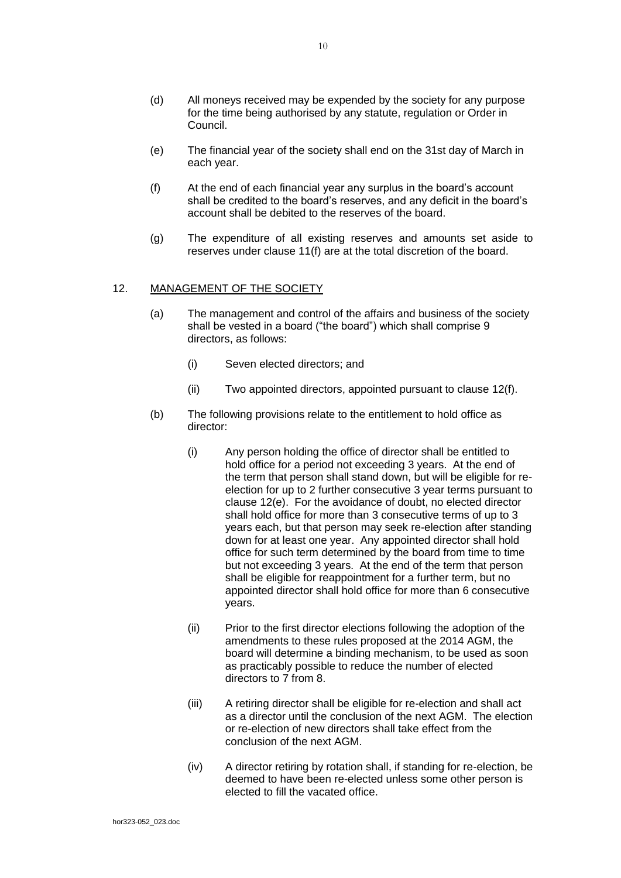(d) All moneys received may be expended by the society for any purpose for the time being authorised by any statute, regulation or Order in Council.

(e) The financial year of the society shall end on the 31st day of March in each year.

(f) At the end of each financial year any surplus in the board's account shall be credited to the board's reserves, and any deficit in the board's account shall be debited to the reserves of the board.

(g) The expenditure of all existing reserves and amounts set aside to reserves under clause 11(f) are at the total discretion of the board.

## 12. MANAGEMENT OF THE SOCIETY

(a) The management and control of the affairs and business of the society shall be vested in a board ("the board") which shall comprise 9 directors, as follows:

  (i) Seven elected directors; and

  (ii) Two appointed directors, appointed pursuant to clause 12(f).

(b) The following provisions relate to the entitlement to hold office as director:

  (i) Any person holding the office of director shall be entitled to hold office for a period not exceeding 3 years. At the end of the term that person shall stand down, but will be eligible for re-election for up to 2 further consecutive 3 year terms pursuant to clause 12(e). For the avoidance of doubt, no elected director shall hold office for more than 3 consecutive terms of up to 3 years each, but that person may seek re-election after standing down for at least one year. Any appointed director shall hold office for such term determined by the board from time to time but not exceeding 3 years. At the end of the term that person shall be eligible for reappointment for a further term, but no appointed director shall hold office for more than 6 consecutive years.

  (ii) Prior to the first director elections following the adoption of the amendments to these rules proposed at the 2014 AGM, the board will determine a binding mechanism, to be used as soon as practicably possible to reduce the number of elected directors to 7 from 8.

  (iii) A retiring director shall be eligible for re-election and shall act as a director until the conclusion of the next AGM. The election or re-election of new directors shall take effect from the conclusion of the next AGM.

  (iv) A director retiring by rotation shall, if standing for re-election, be deemed to have been re-elected unless some other person is elected to fill the vacated office.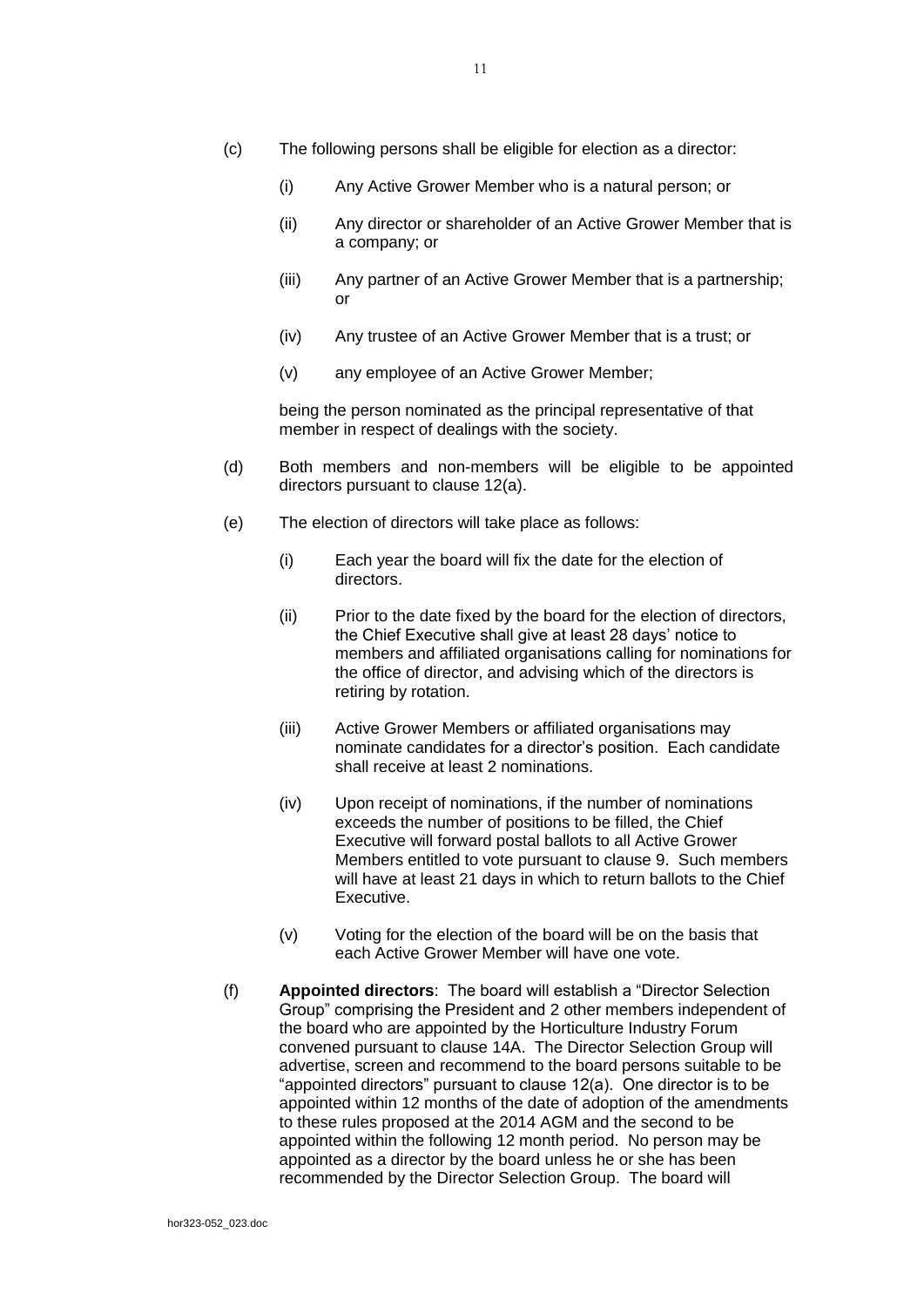(c) The following persons shall be eligible for election as a director:

  (i) Any Active Grower Member who is a natural person; or

  (ii) Any director or shareholder of an Active Grower Member that is a company; or

  (iii) Any partner of an Active Grower Member that is a partnership; or

  (iv) Any trustee of an Active Grower Member that is a trust; or

  (v) any employee of an Active Grower Member;

  being the person nominated as the principal representative of that member in respect of dealings with the society.

(d) Both members and non-members will be eligible to be appointed directors pursuant to clause 12(a).

(e) The election of directors will take place as follows:

  (i) Each year the board will fix the date for the election of directors.

  (ii) Prior to the date fixed by the board for the election of directors, the Chief Executive shall give at least 28 days' notice to members and affiliated organisations calling for nominations for the office of director, and advising which of the directors is retiring by rotation.

  (iii) Active Grower Members or affiliated organisations may nominate candidates for a director's position. Each candidate shall receive at least 2 nominations.

  (iv) Upon receipt of nominations, if the number of nominations exceeds the number of positions to be filled, the Chief Executive will forward postal ballots to all Active Grower Members entitled to vote pursuant to clause 9. Such members will have at least 21 days in which to return ballots to the Chief Executive.

  (v) Voting for the election of the board will be on the basis that each Active Grower Member will have one vote.

(f) **Appointed directors**: The board will establish a "Director Selection Group" comprising the President and 2 other members independent of the board who are appointed by the Horticulture Industry Forum convened pursuant to clause 14A. The Director Selection Group will advertise, screen and recommend to the board persons suitable to be "appointed directors" pursuant to clause 12(a). One director is to be appointed within 12 months of the date of adoption of the amendments to these rules proposed at the 2014 AGM and the second to be appointed within the following 12 month period. No person may be appointed as a director by the board unless he or she has been recommended by the Director Selection Group. The board will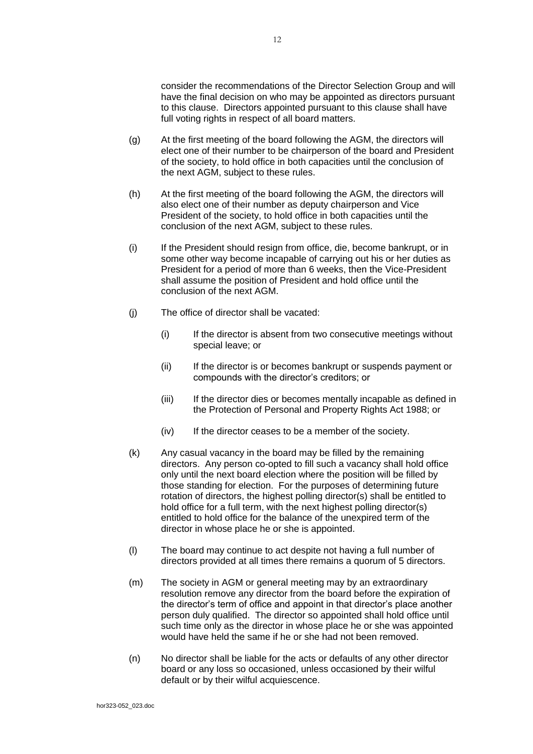consider the recommendations of the Director Selection Group and will have the final decision on who may be appointed as directors pursuant to this clause. Directors appointed pursuant to this clause shall have full voting rights in respect of all board matters.

(g) At the first meeting of the board following the AGM, the directors will elect one of their number to be chairperson of the board and President of the society, to hold office in both capacities until the conclusion of the next AGM, subject to these rules.

(h) At the first meeting of the board following the AGM, the directors will also elect one of their number as deputy chairperson and Vice President of the society, to hold office in both capacities until the conclusion of the next AGM, subject to these rules.

(i) If the President should resign from office, die, become bankrupt, or in some other way become incapable of carrying out his or her duties as President for a period of more than 6 weeks, then the Vice-President shall assume the position of President and hold office until the conclusion of the next AGM.

(j) The office of director shall be vacated:

 (i) If the director is absent from two consecutive meetings without special leave; or

 (ii) If the director is or becomes bankrupt or suspends payment or compounds with the director's creditors; or

 (iii) If the director dies or becomes mentally incapable as defined in the Protection of Personal and Property Rights Act 1988; or

 (iv) If the director ceases to be a member of the society.

(k) Any casual vacancy in the board may be filled by the remaining directors. Any person co-opted to fill such a vacancy shall hold office only until the next board election where the position will be filled by those standing for election. For the purposes of determining future rotation of directors, the highest polling director(s) shall be entitled to hold office for a full term, with the next highest polling director(s) entitled to hold office for the balance of the unexpired term of the director in whose place he or she is appointed.

(l) The board may continue to act despite not having a full number of directors provided at all times there remains a quorum of 5 directors.

(m) The society in AGM or general meeting may by an extraordinary resolution remove any director from the board before the expiration of the director's term of office and appoint in that director's place another person duly qualified. The director so appointed shall hold office until such time only as the director in whose place he or she was appointed would have held the same if he or she had not been removed.

(n) No director shall be liable for the acts or defaults of any other director board or any loss so occasioned, unless occasioned by their wilful default or by their wilful acquiescence.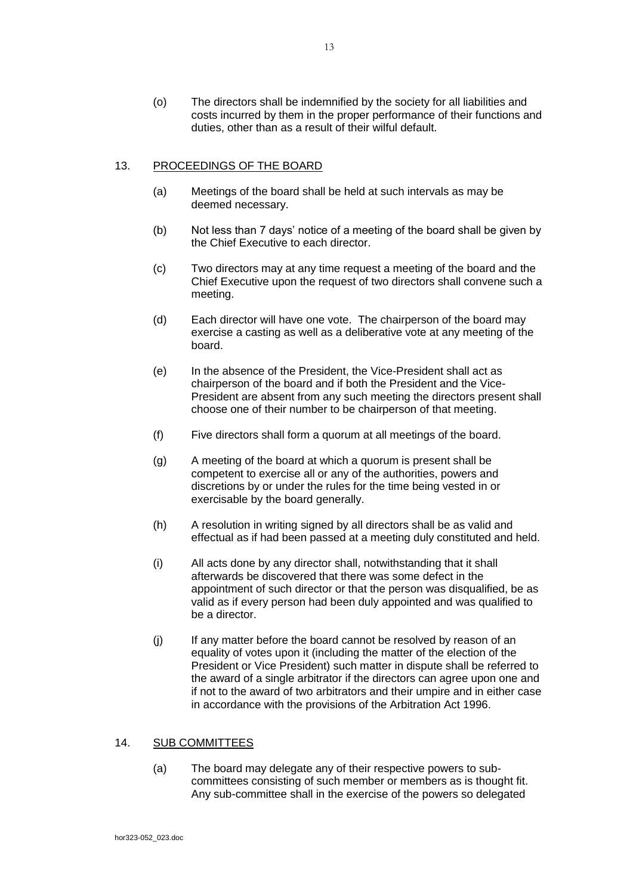(o) The directors shall be indemnified by the society for all liabilities and costs incurred by them in the proper performance of their functions and duties, other than as a result of their wilful default.

## 13. PROCEEDINGS OF THE BOARD

(a) Meetings of the board shall be held at such intervals as may be deemed necessary.

(b) Not less than 7 days' notice of a meeting of the board shall be given by the Chief Executive to each director.

(c) Two directors may at any time request a meeting of the board and the Chief Executive upon the request of two directors shall convene such a meeting.

(d) Each director will have one vote. The chairperson of the board may exercise a casting as well as a deliberative vote at any meeting of the board.

(e) In the absence of the President, the Vice-President shall act as chairperson of the board and if both the President and the Vice-President are absent from any such meeting the directors present shall choose one of their number to be chairperson of that meeting.

(f) Five directors shall form a quorum at all meetings of the board.

(g) A meeting of the board at which a quorum is present shall be competent to exercise all or any of the authorities, powers and discretions by or under the rules for the time being vested in or exercisable by the board generally.

(h) A resolution in writing signed by all directors shall be as valid and effectual as if had been passed at a meeting duly constituted and held.

(i) All acts done by any director shall, notwithstanding that it shall afterwards be discovered that there was some defect in the appointment of such director or that the person was disqualified, be as valid as if every person had been duly appointed and was qualified to be a director.

(j) If any matter before the board cannot be resolved by reason of an equality of votes upon it (including the matter of the election of the President or Vice President) such matter in dispute shall be referred to the award of a single arbitrator if the directors can agree upon one and if not to the award of two arbitrators and their umpire and in either case in accordance with the provisions of the Arbitration Act 1996.

## 14. SUB COMMITTEES

(a) The board may delegate any of their respective powers to sub-committees consisting of such member or members as is thought fit. Any sub-committee shall in the exercise of the powers so delegated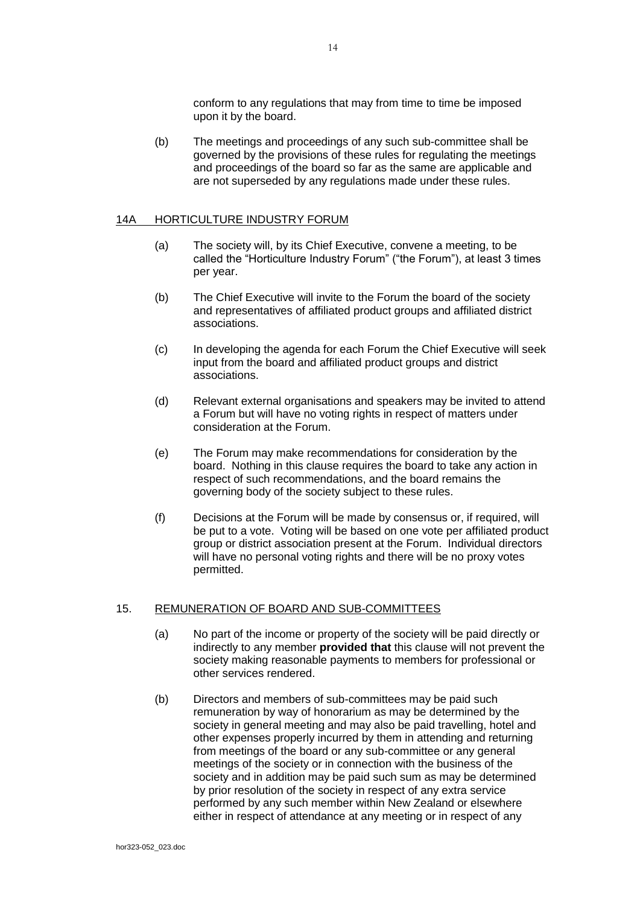conform to any regulations that may from time to time be imposed upon it by the board.

(b) The meetings and proceedings of any such sub-committee shall be governed by the provisions of these rules for regulating the meetings and proceedings of the board so far as the same are applicable and are not superseded by any regulations made under these rules.

## 14A HORTICULTURE INDUSTRY FORUM

(a) The society will, by its Chief Executive, convene a meeting, to be called the "Horticulture Industry Forum" ("the Forum"), at least 3 times per year.

(b) The Chief Executive will invite to the Forum the board of the society and representatives of affiliated product groups and affiliated district associations.

(c) In developing the agenda for each Forum the Chief Executive will seek input from the board and affiliated product groups and district associations.

(d) Relevant external organisations and speakers may be invited to attend a Forum but will have no voting rights in respect of matters under consideration at the Forum.

(e) The Forum may make recommendations for consideration by the board. Nothing in this clause requires the board to take any action in respect of such recommendations, and the board remains the governing body of the society subject to these rules.

(f) Decisions at the Forum will be made by consensus or, if required, will be put to a vote. Voting will be based on one vote per affiliated product group or district association present at the Forum. Individual directors will have no personal voting rights and there will be no proxy votes permitted.

## 15. REMUNERATION OF BOARD AND SUB-COMMITTEES

(a) No part of the income or property of the society will be paid directly or indirectly to any member **provided that** this clause will not prevent the society making reasonable payments to members for professional or other services rendered.

(b) Directors and members of sub-committees may be paid such remuneration by way of honorarium as may be determined by the society in general meeting and may also be paid travelling, hotel and other expenses properly incurred by them in attending and returning from meetings of the board or any sub-committee or any general meetings of the society or in connection with the business of the society and in addition may be paid such sum as may be determined by prior resolution of the society in respect of any extra service performed by any such member within New Zealand or elsewhere either in respect of attendance at any meeting or in respect of any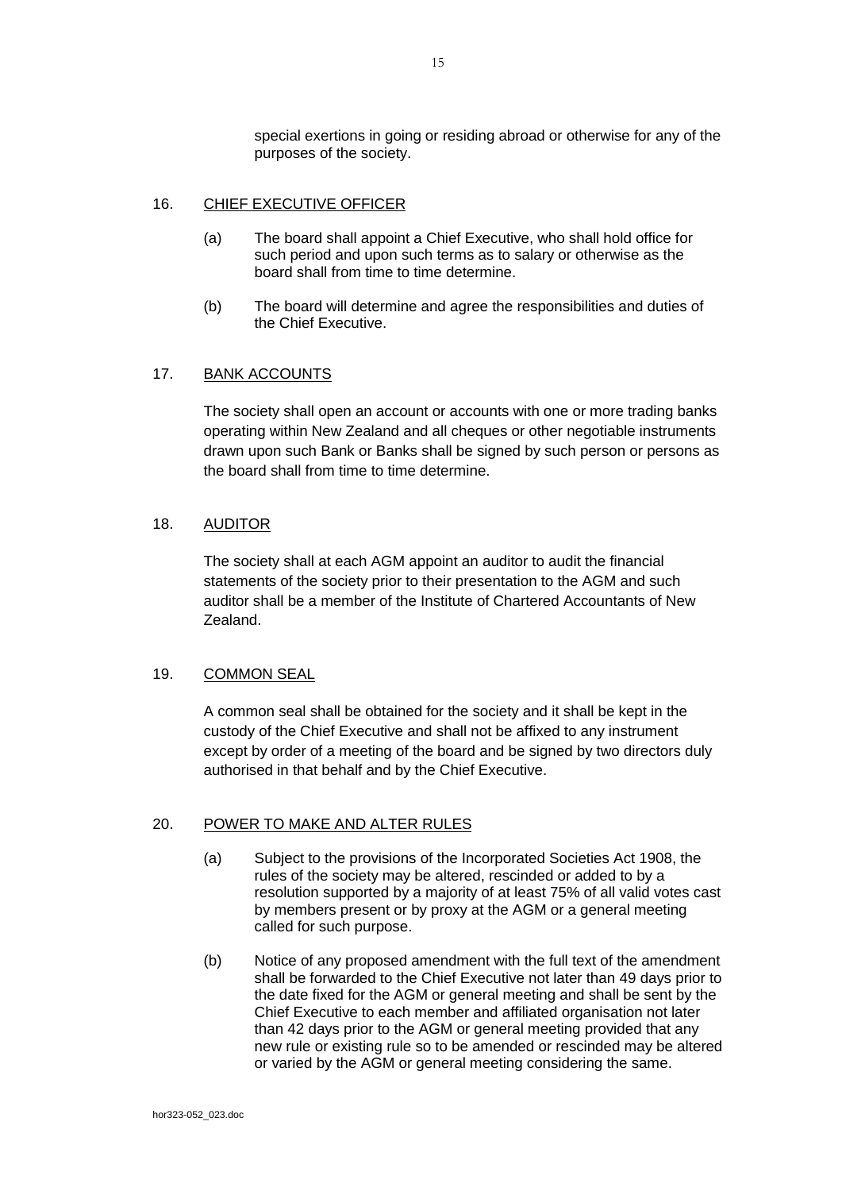special exertions in going or residing abroad or otherwise for any of the purposes of the society.

## 16. CHIEF EXECUTIVE OFFICER

(a) The board shall appoint a Chief Executive, who shall hold office for such period and upon such terms as to salary or otherwise as the board shall from time to time determine.

(b) The board will determine and agree the responsibilities and duties of the Chief Executive.

## 17. BANK ACCOUNTS

The society shall open an account or accounts with one or more trading banks operating within New Zealand and all cheques or other negotiable instruments drawn upon such Bank or Banks shall be signed by such person or persons as the board shall from time to time determine.

## 18. AUDITOR

The society shall at each AGM appoint an auditor to audit the financial statements of the society prior to their presentation to the AGM and such auditor shall be a member of the Institute of Chartered Accountants of New Zealand.

## 19. COMMON SEAL

A common seal shall be obtained for the society and it shall be kept in the custody of the Chief Executive and shall not be affixed to any instrument except by order of a meeting of the board and be signed by two directors duly authorised in that behalf and by the Chief Executive.

## 20. POWER TO MAKE AND ALTER RULES

(a) Subject to the provisions of the Incorporated Societies Act 1908, the rules of the society may be altered, rescinded or added to by a resolution supported by a majority of at least 75% of all valid votes cast by members present or by proxy at the AGM or a general meeting called for such purpose.

(b) Notice of any proposed amendment with the full text of the amendment shall be forwarded to the Chief Executive not later than 49 days prior to the date fixed for the AGM or general meeting and shall be sent by the Chief Executive to each member and affiliated organisation not later than 42 days prior to the AGM or general meeting provided that any new rule or existing rule so to be amended or rescinded may be altered or varied by the AGM or general meeting considering the same.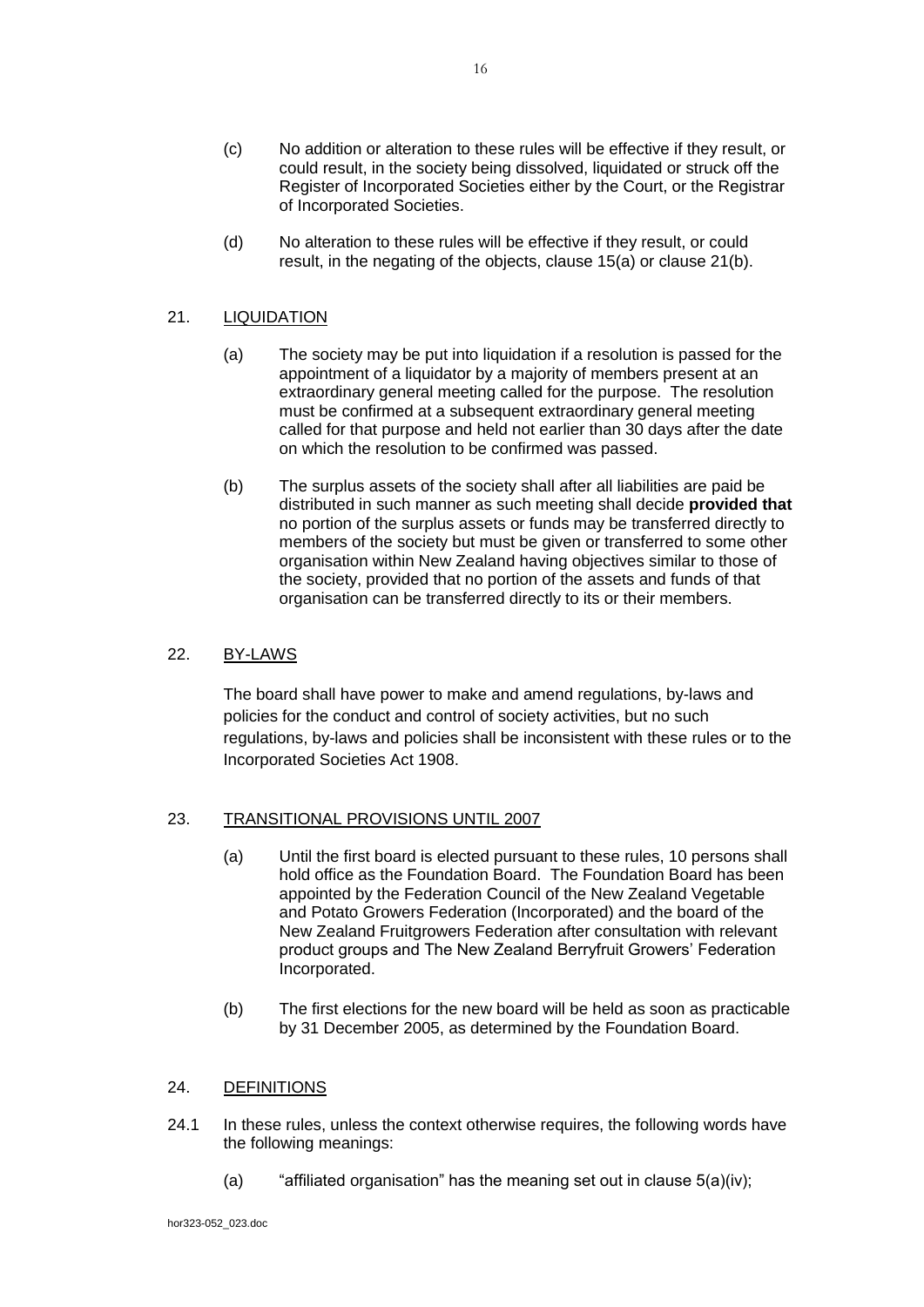(c) No addition or alteration to these rules will be effective if they result, or could result, in the society being dissolved, liquidated or struck off the Register of Incorporated Societies either by the Court, or the Registrar of Incorporated Societies.

(d) No alteration to these rules will be effective if they result, or could result, in the negating of the objects, clause 15(a) or clause 21(b).

## 21. LIQUIDATION

(a) The society may be put into liquidation if a resolution is passed for the appointment of a liquidator by a majority of members present at an extraordinary general meeting called for the purpose. The resolution must be confirmed at a subsequent extraordinary general meeting called for that purpose and held not earlier than 30 days after the date on which the resolution to be confirmed was passed.

(b) The surplus assets of the society shall after all liabilities are paid be distributed in such manner as such meeting shall decide **provided that** no portion of the surplus assets or funds may be transferred directly to members of the society but must be given or transferred to some other organisation within New Zealand having objectives similar to those of the society, provided that no portion of the assets and funds of that organisation can be transferred directly to its or their members.

## 22. BY-LAWS

The board shall have power to make and amend regulations, by-laws and policies for the conduct and control of society activities, but no such regulations, by-laws and policies shall be inconsistent with these rules or to the Incorporated Societies Act 1908.

## 23. TRANSITIONAL PROVISIONS UNTIL 2007

(a) Until the first board is elected pursuant to these rules, 10 persons shall hold office as the Foundation Board. The Foundation Board has been appointed by the Federation Council of the New Zealand Vegetable and Potato Growers Federation (Incorporated) and the board of the New Zealand Fruitgrowers Federation after consultation with relevant product groups and The New Zealand Berryfruit Growers' Federation Incorporated.

(b) The first elections for the new board will be held as soon as practicable by 31 December 2005, as determined by the Foundation Board.

## 24. DEFINITIONS

24.1 In these rules, unless the context otherwise requires, the following words have the following meanings:

(a) "affiliated organisation" has the meaning set out in clause 5(a)(iv);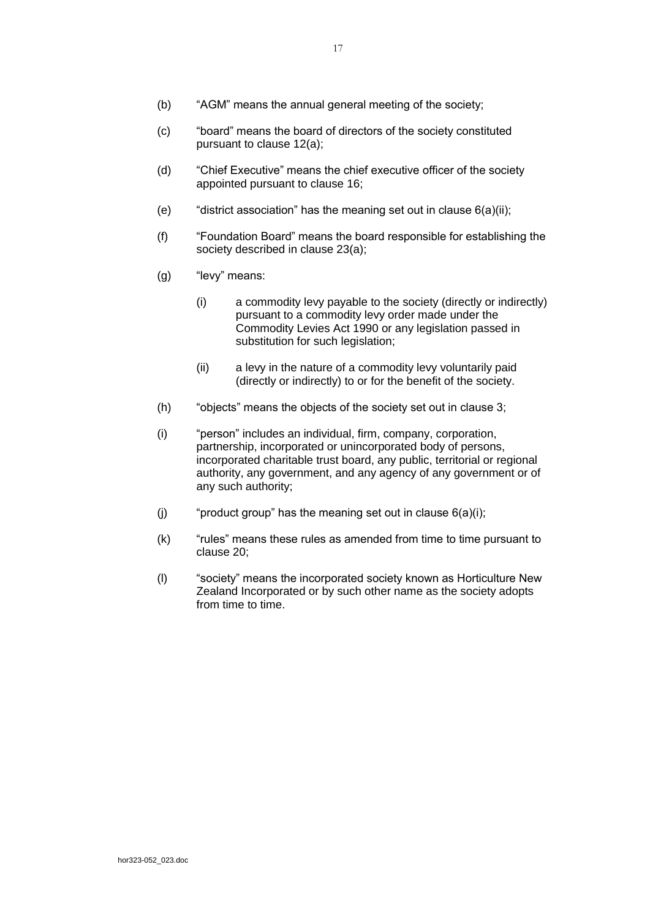(b) "AGM" means the annual general meeting of the society;

(c) "board" means the board of directors of the society constituted pursuant to clause 12(a);

(d) "Chief Executive" means the chief executive officer of the society appointed pursuant to clause 16;

(e) "district association" has the meaning set out in clause 6(a)(ii);

(f) "Foundation Board" means the board responsible for establishing the society described in clause 23(a);

(g) "levy" means:

  (i) a commodity levy payable to the society (directly or indirectly) pursuant to a commodity levy order made under the Commodity Levies Act 1990 or any legislation passed in substitution for such legislation;

  (ii) a levy in the nature of a commodity levy voluntarily paid (directly or indirectly) to or for the benefit of the society.

(h) "objects" means the objects of the society set out in clause 3;

(i) "person" includes an individual, firm, company, corporation, partnership, incorporated or unincorporated body of persons, incorporated charitable trust board, any public, territorial or regional authority, any government, and any agency of any government or of any such authority;

(j) "product group" has the meaning set out in clause 6(a)(i);

(k) "rules" means these rules as amended from time to time pursuant to clause 20;

(l) "society" means the incorporated society known as Horticulture New Zealand Incorporated or by such other name as the society adopts from time to time.

hor323-052_023.doc